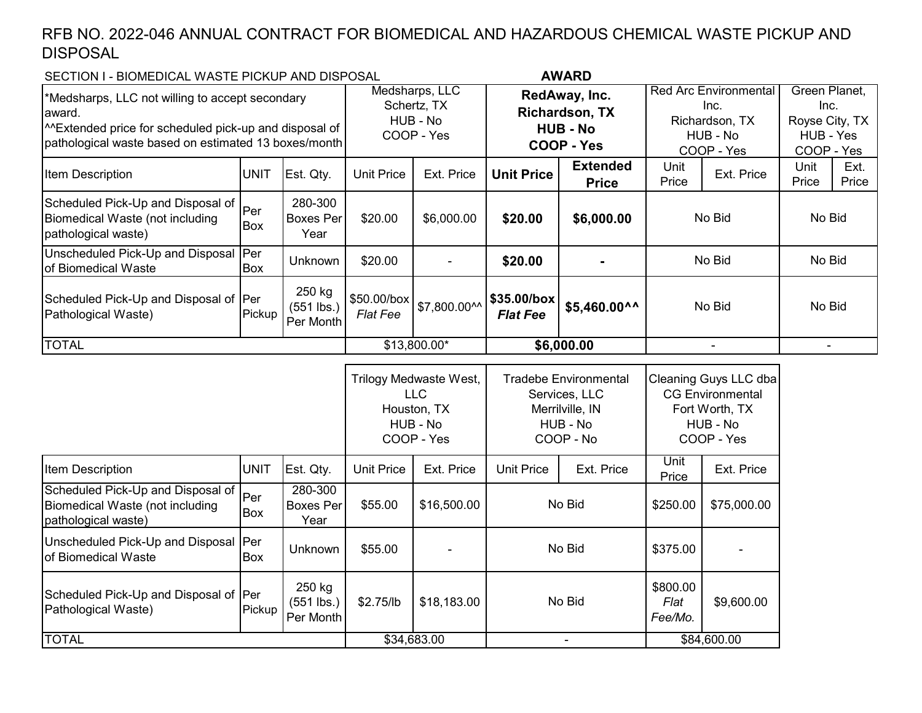# RFB NO. 2022-046 ANNUAL CONTRACT FOR BIOMEDICAL AND HAZARDOUS CHEMICAL WASTE PICKUP AND DISPOSAL

SECTION I - BIOMEDICAL WASTE PICKUP AND DISPOSAL

*Medsharps, LLC not willing to accept secondary award.
^^Extended price for scheduled pick-up and disposal of pathological waste based on estimated 13 boxes/month

| | | | Medsharps, LLC Schertz, TX HUB - No COOP - Yes | | **AWARD** **RedAway, Inc. Richardson, TX HUB - No COOP - Yes** | | Red Arc Environmental Inc. Richardson, TX HUB - No COOP - Yes | | Green Planet, Inc. Royse City, TX HUB - Yes COOP - Yes | |
|---|---|---|---|---|---|---|---|---|---|---|
| Item Description | UNIT | Est. Qty. | Unit Price | Ext. Price | **Unit Price** | **Extended Price** | Unit Price | Ext. Price | Unit Price | Ext. Price |
| Scheduled Pick-Up and Disposal of Biomedical Waste (not including pathological waste) | Per Box | 280-300 Boxes Per Year | $20.00 | $6,000.00 | **$20.00** | **$6,000.00** | No Bid | | No Bid | |
| Unscheduled Pick-Up and Disposal of Biomedical Waste | Per Box | Unknown | $20.00 | - | **$20.00** | **-** | No Bid | | No Bid | |
| Scheduled Pick-Up and Disposal of Pathological Waste) | Per Pickup | 250 kg (551 lbs.) Per Month | $50.00/box *Flat Fee* | $7,800.00^^ | **$35.00/box *Flat Fee*** | **$5,460.00^^** | No Bid | | No Bid | |
| TOTAL | | | $13,800.00* | | **$6,000.00** | | - | | - | |

| | | | Trilogy Medwaste West, LLC Houston, TX HUB - No COOP - Yes | | Tradebe Environmental Services, LLC Merrilville, IN HUB - No COOP - No | | Cleaning Guys LLC dba CG Environmental Fort Worth, TX HUB - No COOP - Yes | |
|---|---|---|---|---|---|---|---|---|
| Item Description | UNIT | Est. Qty. | Unit Price | Ext. Price | Unit Price | Ext. Price | Unit Price | Ext. Price |
| Scheduled Pick-Up and Disposal of Biomedical Waste (not including pathological waste) | Per Box | 280-300 Boxes Per Year | $55.00 | $16,500.00 | No Bid | | $250.00 | $75,000.00 |
| Unscheduled Pick-Up and Disposal of Biomedical Waste | Per Box | Unknown | $55.00 | - | No Bid | | $375.00 | - |
| Scheduled Pick-Up and Disposal of Pathological Waste) | Per Pickup | 250 kg (551 lbs.) Per Month | $2.75/lb | $18,183.00 | No Bid | | $800.00 *Flat Fee/Mo.* | $9,600.00 |
| TOTAL | | | $34,683.00 | | - | | $84,600.00 | |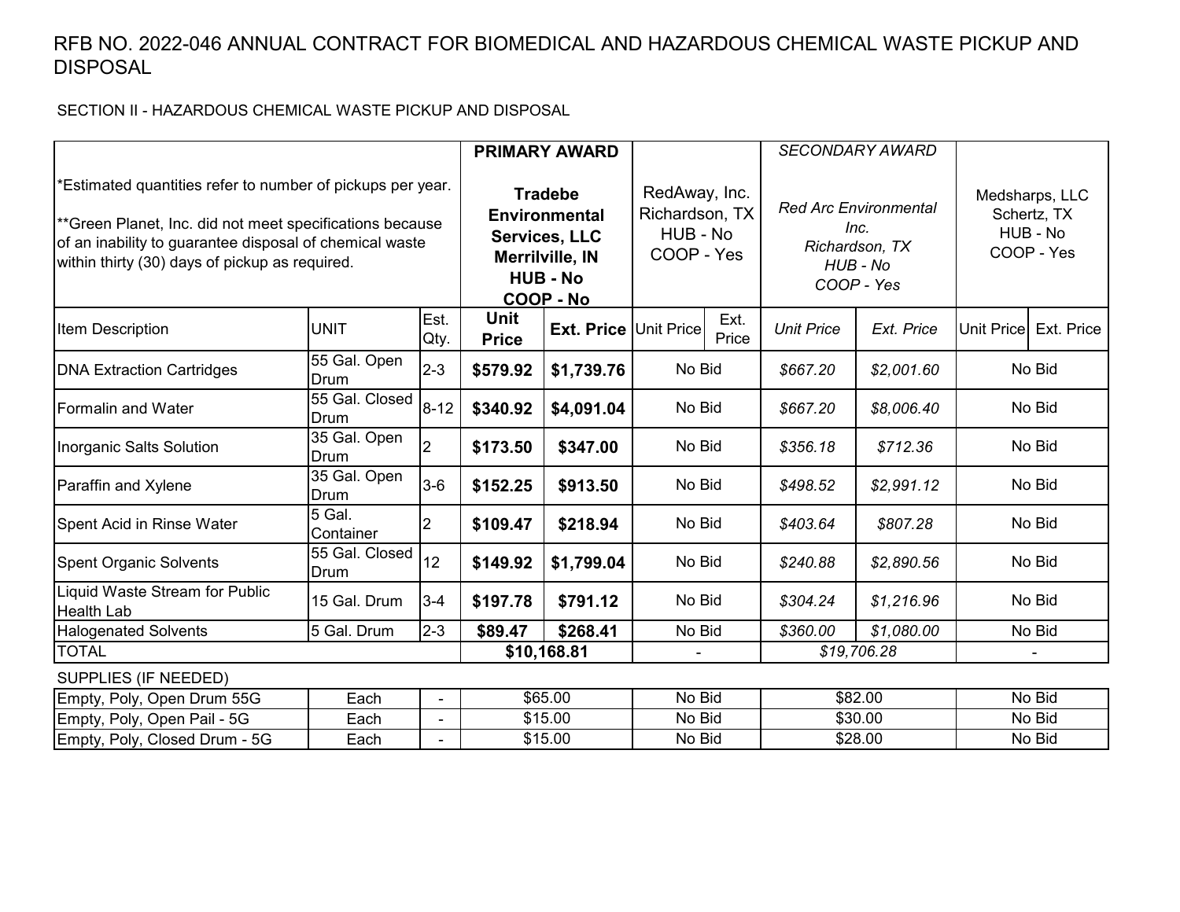# RFB NO. 2022-046 ANNUAL CONTRACT FOR BIOMEDICAL AND HAZARDOUS CHEMICAL WASTE PICKUP AND DISPOSAL

## SECTION II - HAZARDOUS CHEMICAL WASTE PICKUP AND DISPOSAL

| *Estimated quantities refer to number of pickups per year.<br><br>**Green Planet, Inc. did not meet specifications because of an inability to guarantee disposal of chemical waste within thirty (30) days of pickup as required. | | | **PRIMARY AWARD**<br><br>**Tradebe Environmental Services, LLC**<br>**Merrilville, IN**<br>**HUB - No**<br>**COOP - No** | | RedAway, Inc.<br>Richardson, TX<br>HUB - No<br>COOP - Yes | | *SECONDARY AWARD*<br><br>*Red Arc Environmental Inc.*<br>*Richardson, TX*<br>*HUB - No*<br>*COOP - Yes* | | Medsharps, LLC<br>Schertz, TX<br>HUB - No<br>COOP - Yes | |
|---|---|---|---|---|---|---|---|---|---|---|
| Item Description | UNIT | Est. Qty. | **Unit Price** | **Ext. Price** | Unit Price | Ext. Price | *Unit Price* | *Ext. Price* | Unit Price | Ext. Price |
| DNA Extraction Cartridges | 55 Gal. Open Drum | 2-3 | **$579.92** | **$1,739.76** | No Bid | | *$667.20* | *$2,001.60* | No Bid | |
| Formalin and Water | 55 Gal. Closed Drum | 8-12 | **$340.92** | **$4,091.04** | No Bid | | *$667.20* | *$8,006.40* | No Bid | |
| Inorganic Salts Solution | 35 Gal. Open Drum | 2 | **$173.50** | **$347.00** | No Bid | | *$356.18* | *$712.36* | No Bid | |
| Paraffin and Xylene | 35 Gal. Open Drum | 3-6 | **$152.25** | **$913.50** | No Bid | | *$498.52* | *$2,991.12* | No Bid | |
| Spent Acid in Rinse Water | 5 Gal. Container | 2 | **$109.47** | **$218.94** | No Bid | | *$403.64* | *$807.28* | No Bid | |
| Spent Organic Solvents | 55 Gal. Closed Drum | 12 | **$149.92** | **$1,799.04** | No Bid | | *$240.88* | *$2,890.56* | No Bid | |
| Liquid Waste Stream for Public Health Lab | 15 Gal. Drum | 3-4 | **$197.78** | **$791.12** | No Bid | | *$304.24* | *$1,216.96* | No Bid | |
| Halogenated Solvents | 5 Gal. Drum | 2-3 | **$89.47** | **$268.41** | No Bid | | *$360.00* | *$1,080.00* | No Bid | |
| TOTAL | | | **$10,168.81** | | - | | *$19,706.28* | | - | |

SUPPLIES (IF NEEDED)

| Item | Unit | Qty. | Tradebe Environmental Services, LLC | RedAway, Inc. | Red Arc Environmental Inc. | Medsharps, LLC |
|---|---|---|---|---|---|---|
| Empty, Poly, Open Drum 55G | Each | - | $65.00 | No Bid | $82.00 | No Bid |
| Empty, Poly, Open Pail - 5G | Each | - | $15.00 | No Bid | $30.00 | No Bid |
| Empty, Poly, Closed Drum - 5G | Each | - | $15.00 | No Bid | $28.00 | No Bid |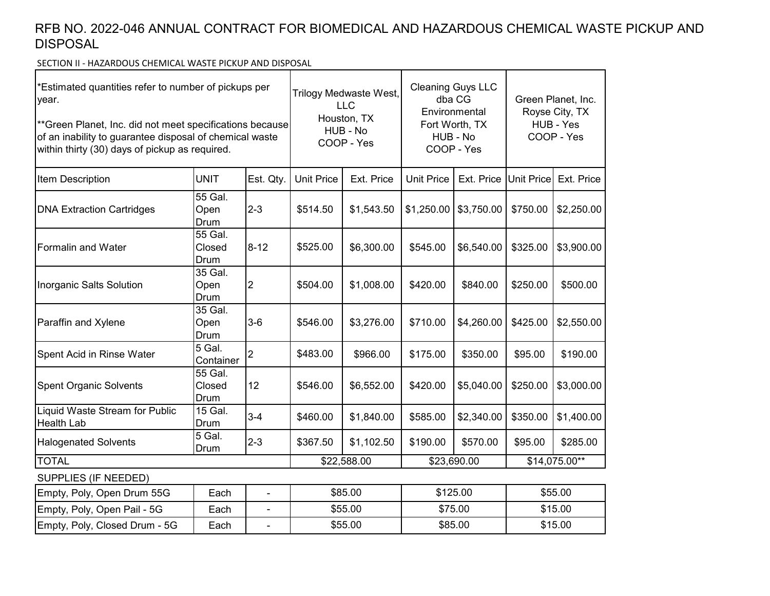# RFB NO. 2022-046 ANNUAL CONTRACT FOR BIOMEDICAL AND HAZARDOUS CHEMICAL WASTE PICKUP AND DISPOSAL

SECTION II - HAZARDOUS CHEMICAL WASTE PICKUP AND DISPOSAL

| *Estimated quantities refer to number of pickups per year.<br><br>**Green Planet, Inc. did not meet specifications because of an inability to guarantee disposal of chemical waste within thirty (30) days of pickup as required. | | | Trilogy Medwaste West, LLC<br>Houston, TX<br>HUB - No<br>COOP - Yes | | Cleaning Guys LLC dba CG Environmental<br>Fort Worth, TX<br>HUB - No<br>COOP - Yes | | Green Planet, Inc.<br>Royse City, TX<br>HUB - Yes<br>COOP - Yes | |
|---|---|---|---|---|---|---|---|---|
| Item Description | UNIT | Est. Qty. | Unit Price | Ext. Price | Unit Price | Ext. Price | Unit Price | Ext. Price |
| DNA Extraction Cartridges | 55 Gal. Open Drum | 2-3 | $514.50 | $1,543.50 | $1,250.00 | $3,750.00 | $750.00 | $2,250.00 |
| Formalin and Water | 55 Gal. Closed Drum | 8-12 | $525.00 | $6,300.00 | $545.00 | $6,540.00 | $325.00 | $3,900.00 |
| Inorganic Salts Solution | 35 Gal. Open Drum | 2 | $504.00 | $1,008.00 | $420.00 | $840.00 | $250.00 | $500.00 |
| Paraffin and Xylene | 35 Gal. Open Drum | 3-6 | $546.00 | $3,276.00 | $710.00 | $4,260.00 | $425.00 | $2,550.00 |
| Spent Acid in Rinse Water | 5 Gal. Container | 2 | $483.00 | $966.00 | $175.00 | $350.00 | $95.00 | $190.00 |
| Spent Organic Solvents | 55 Gal. Closed Drum | 12 | $546.00 | $6,552.00 | $420.00 | $5,040.00 | $250.00 | $3,000.00 |
| Liquid Waste Stream for Public Health Lab | 15 Gal. Drum | 3-4 | $460.00 | $1,840.00 | $585.00 | $2,340.00 | $350.00 | $1,400.00 |
| Halogenated Solvents | 5 Gal. Drum | 2-3 | $367.50 | $1,102.50 | $190.00 | $570.00 | $95.00 | $285.00 |
| TOTAL | | | $22,588.00 | | $23,690.00 | | $14,075.00** | |
| SUPPLIES (IF NEEDED) | | | | | | | | |
| Empty, Poly, Open Drum 55G | Each | - | $85.00 | | $125.00 | | $55.00 | |
| Empty, Poly, Open Pail - 5G | Each | - | $55.00 | | $75.00 | | $15.00 | |
| Empty, Poly, Closed Drum - 5G | Each | - | $55.00 | | $85.00 | | $15.00 | |